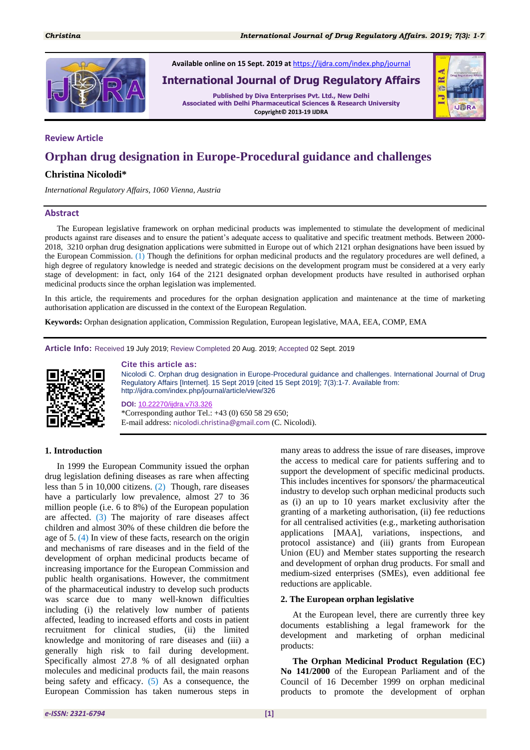Available online on 15 Sept. 2019 at https://ijdra.com/index.php/journal

**International Journal of Drug Regulatory Affairs**

Published by Diva Enterprises Pvt. Ltd., New Delhi
Associated with Delhi Pharmaceutical Sciences & Research University
Copyright© 2013-19 IJDRA

**Review Article**

# Orphan drug designation in Europe-Procedural guidance and challenges

**Christina Nicolodi***

*International Regulatory Affairs, 1060 Vienna, Austria*

## Abstract

The European legislative framework on orphan medicinal products was implemented to stimulate the development of medicinal products against rare diseases and to ensure the patient's adequate access to qualitative and specific treatment methods. Between 2000-2018, 3210 orphan drug designation applications were submitted in Europe out of which 2121 orphan designations have been issued by the European Commission. (1) Though the definitions for orphan medicinal products and the regulatory procedures are well defined, a high degree of regulatory knowledge is needed and strategic decisions on the development program must be considered at a very early stage of development: in fact, only 164 of the 2121 designated orphan development products have resulted in authorised orphan medicinal products since the orphan legislation was implemented.

In this article, the requirements and procedures for the orphan designation application and maintenance at the time of marketing authorisation application are discussed in the context of the European Regulation.

**Keywords:** Orphan designation application, Commission Regulation, European legislative, MAA, EEA, COMP, EMA

**Article Info:** Received 19 July 2019; Review Completed 20 Aug. 2019; Accepted 02 Sept. 2019

**Cite this article as:**

Nicolodi C. Orphan drug designation in Europe-Procedural guidance and challenges. International Journal of Drug Regulatory Affairs [Internet]. 15 Sept 2019 [cited 15 Sept 2019]; 7(3):1-7. Available from: http://ijdra.com/index.php/journal/article/view/326

**DOI:** 10.22270/ijdra.v7i3.326

*Corresponding author Tel.: +43 (0) 650 58 29 650;
E-mail address: nicolodi.christina@gmail.com (C. Nicolodi).

## 1. Introduction

In 1999 the European Community issued the orphan drug legislation defining diseases as rare when affecting less than 5 in 10,000 citizens. (2) Though, rare diseases have a particularly low prevalence, almost 27 to 36 million people (i.e. 6 to 8%) of the European population are affected. (3) The majority of rare diseases affect children and almost 30% of these children die before the age of 5. (4) In view of these facts, research on the origin and mechanisms of rare diseases and in the field of the development of orphan medicinal products became of increasing importance for the European Commission and public health organisations. However, the commitment of the pharmaceutical industry to develop such products was scarce due to many well-known difficulties including (i) the relatively low number of patients affected, leading to increased efforts and costs in patient recruitment for clinical studies, (ii) the limited knowledge and monitoring of rare diseases and (iii) a generally high risk to fail during development. Specifically almost 27.8 % of all designated orphan molecules and medicinal products fail, the main reasons being safety and efficacy. (5) As a consequence, the European Commission has taken numerous steps in many areas to address the issue of rare diseases, improve the access to medical care for patients suffering and to support the development of specific medicinal products. This includes incentives for sponsors/ the pharmaceutical industry to develop such orphan medicinal products such as (i) an up to 10 years market exclusivity after the granting of a marketing authorisation, (ii) fee reductions for all centralised activities (e.g., marketing authorisation applications [MAA], variations, inspections, and protocol assistance) and (iii) grants from European Union (EU) and Member states supporting the research and development of orphan drug products. For small and medium-sized enterprises (SMEs), even additional fee reductions are applicable.

## 2. The European orphan legislative

At the European level, there are currently three key documents establishing a legal framework for the development and marketing of orphan medicinal products:

**The Orphan Medicinal Product Regulation (EC) No 141/2000** of the European Parliament and of the Council of 16 December 1999 on orphan medicinal products to promote the development of orphan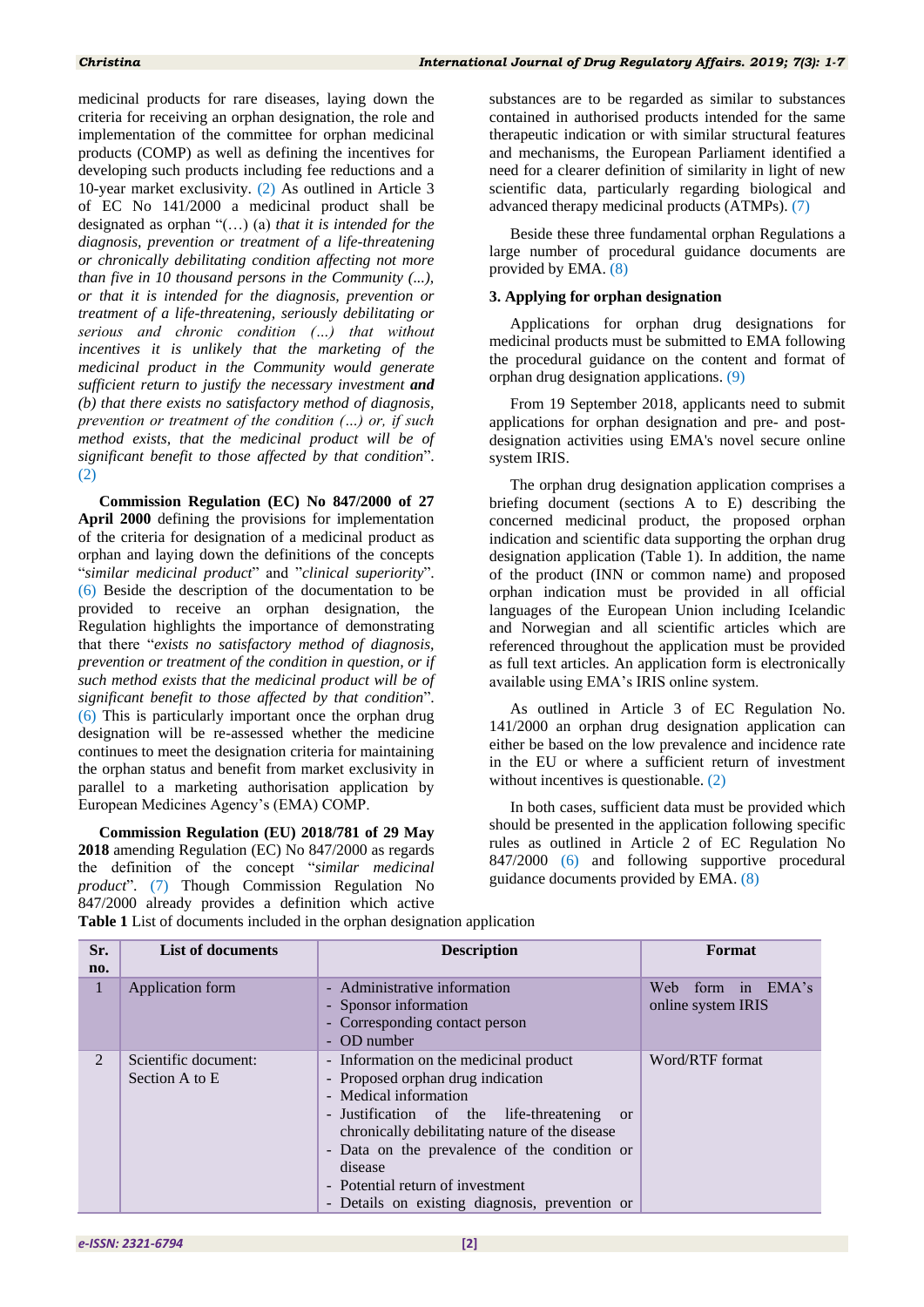medicinal products for rare diseases, laying down the criteria for receiving an orphan designation, the role and implementation of the committee for orphan medicinal products (COMP) as well as defining the incentives for developing such products including fee reductions and a 10-year market exclusivity. (2) As outlined in Article 3 of EC No 141/2000 a medicinal product shall be designated as orphan "(…) (a) *that it is intended for the diagnosis, prevention or treatment of a life-threatening or chronically debilitating condition affecting not more than five in 10 thousand persons in the Community (...), or that it is intended for the diagnosis, prevention or treatment of a life-threatening, seriously debilitating or serious and chronic condition (…) that without incentives it is unlikely that the marketing of the medicinal product in the Community would generate sufficient return to justify the necessary investment* ***and*** *(b) that there exists no satisfactory method of diagnosis, prevention or treatment of the condition (…) or, if such method exists, that the medicinal product will be of significant benefit to those affected by that condition*". (2)

**Commission Regulation (EC) No 847/2000 of 27 April 2000** defining the provisions for implementation of the criteria for designation of a medicinal product as orphan and laying down the definitions of the concepts "*similar medicinal product*" and "*clinical superiority*". (6) Beside the description of the documentation to be provided to receive an orphan designation, the Regulation highlights the importance of demonstrating that there "*exists no satisfactory method of diagnosis, prevention or treatment of the condition in question, or if such method exists that the medicinal product will be of significant benefit to those affected by that condition*". (6) This is particularly important once the orphan drug designation will be re-assessed whether the medicine continues to meet the designation criteria for maintaining the orphan status and benefit from market exclusivity in parallel to a marketing authorisation application by European Medicines Agency's (EMA) COMP.

**Commission Regulation (EU) 2018/781 of 29 May 2018** amending Regulation (EC) No 847/2000 as regards the definition of the concept "*similar medicinal product*". (7) Though Commission Regulation No 847/2000 already provides a definition which active substances are to be regarded as similar to substances contained in authorised products intended for the same therapeutic indication or with similar structural features and mechanisms, the European Parliament identified a need for a clearer definition of similarity in light of new scientific data, particularly regarding biological and advanced therapy medicinal products (ATMPs). (7)

Beside these three fundamental orphan Regulations a large number of procedural guidance documents are provided by EMA. (8)

## 3. Applying for orphan designation

Applications for orphan drug designations for medicinal products must be submitted to EMA following the procedural guidance on the content and format of orphan drug designation applications. (9)

From 19 September 2018, applicants need to submit applications for orphan designation and pre- and post-designation activities using EMA's novel secure online system IRIS.

The orphan drug designation application comprises a briefing document (sections A to E) describing the concerned medicinal product, the proposed orphan indication and scientific data supporting the orphan drug designation application (Table 1). In addition, the name of the product (INN or common name) and proposed orphan indication must be provided in all official languages of the European Union including Icelandic and Norwegian and all scientific articles which are referenced throughout the application must be provided as full text articles. An application form is electronically available using EMA's IRIS online system.

As outlined in Article 3 of EC Regulation No. 141/2000 an orphan drug designation application can either be based on the low prevalence and incidence rate in the EU or where a sufficient return of investment without incentives is questionable. (2)

In both cases, sufficient data must be provided which should be presented in the application following specific rules as outlined in Article 2 of EC Regulation No 847/2000 (6) and following supportive procedural guidance documents provided by EMA. (8)

**Table 1** List of documents included in the orphan designation application

| Sr. no. | List of documents | Description | Format |
|---|---|---|---|
| 1 | Application form | - Administrative information<br>- Sponsor information<br>- Corresponding contact person<br>- OD number | Web form in EMA's online system IRIS |
| 2 | Scientific document: Section A to E | - Information on the medicinal product<br>- Proposed orphan drug indication<br>- Medical information<br>- Justification of the life-threatening or chronically debilitating nature of the disease<br>- Data on the prevalence of the condition or disease<br>- Potential return of investment<br>- Details on existing diagnosis, prevention or | Word/RTF format |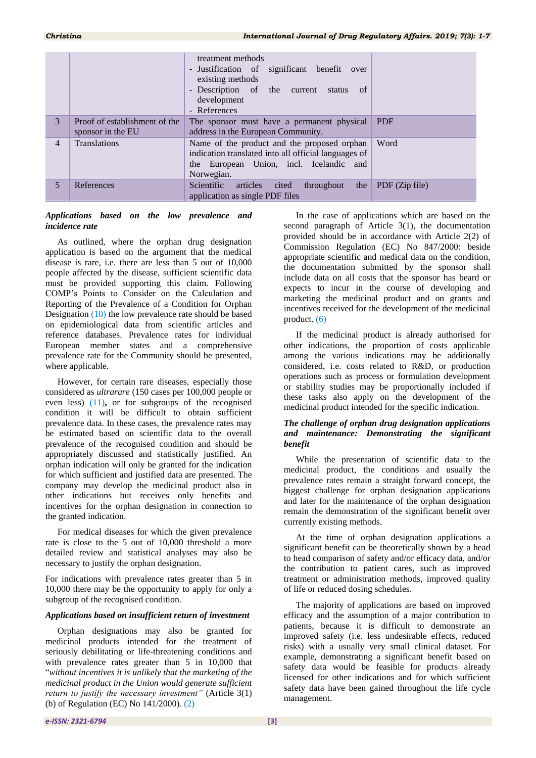| | | | |
|---|---|---|---|
| | | treatment methods<br>- Justification of significant benefit over existing methods<br>- Description of the current status of development<br>- References | |
| 3 | Proof of establishment of the sponsor in the EU | The sponsor must have a permanent physical address in the European Community. | PDF |
| 4 | Translations | Name of the product and the proposed orphan indication translated into all official languages of the European Union, incl. Icelandic and Norwegian. | Word |
| 5 | References | Scientific articles cited throughout the application as single PDF files | PDF (Zip file) |

### *Applications based on the low prevalence and incidence rate*

As outlined, where the orphan drug designation application is based on the argument that the medical disease is rare, i.e. there are less than 5 out of 10,000 people affected by the disease, sufficient scientific data must be provided supporting this claim. Following COMP's Points to Consider on the Calculation and Reporting of the Prevalence of a Condition for Orphan Designation (10) the low prevalence rate should be based on epidemiological data from scientific articles and reference databases. Prevalence rates for individual European member states and a comprehensive prevalence rate for the Community should be presented, where applicable.

However, for certain rare diseases, especially those considered as *ultrarare* (150 cases per 100,000 people or even less) (11)**,** or for subgroups of the recognised condition it will be difficult to obtain sufficient prevalence data. In these cases, the prevalence rates may be estimated based on scientific data to the overall prevalence of the recognised condition and should be appropriately discussed and statistically justified. An orphan indication will only be granted for the indication for which sufficient and justified data are presented. The company may develop the medicinal product also in other indications but receives only benefits and incentives for the orphan designation in connection to the granted indication.

For medical diseases for which the given prevalence rate is close to the 5 out of 10,000 threshold a more detailed review and statistical analyses may also be necessary to justify the orphan designation.

For indications with prevalence rates greater than 5 in 10,000 there may be the opportunity to apply for only a subgroup of the recognised condition.

### *Applications based on insufficient return of investment*

Orphan designations may also be granted for medicinal products intended for the treatment of seriously debilitating or life-threatening conditions and with prevalence rates greater than 5 in 10,000 that "*without incentives it is unlikely that the marketing of the medicinal product in the Union would generate sufficient return to justify the necessary investment"* (Article 3(1) (b) of Regulation (EC) No 141/2000). (2)

In the case of applications which are based on the second paragraph of Article 3(1), the documentation provided should be in accordance with Article 2(2) of Commission Regulation (EC) No 847/2000: beside appropriate scientific and medical data on the condition, the documentation submitted by the sponsor shall include data on all costs that the sponsor has beard or expects to incur in the course of developing and marketing the medicinal product and on grants and incentives received for the development of the medicinal product. (6)

If the medicinal product is already authorised for other indications, the proportion of costs applicable among the various indications may be additionally considered, i.e. costs related to R&D, or production operations such as process or formulation development or stability studies may be proportionally included if these tasks also apply on the development of the medicinal product intended for the specific indication.

### *The challenge of orphan drug designation applications and maintenance: Demonstrating the significant benefit*

While the presentation of scientific data to the medicinal product, the conditions and usually the prevalence rates remain a straight forward concept, the biggest challenge for orphan designation applications and later for the maintenance of the orphan designation remain the demonstration of the significant benefit over currently existing methods.

At the time of orphan designation applications a significant benefit can be theoretically shown by a head to head comparison of safety and/or efficacy data, and/or the contribution to patient cares, such as improved treatment or administration methods, improved quality of life or reduced dosing schedules.

The majority of applications are based on improved efficacy and the assumption of a major contribution to patients, because it is difficult to demonstrate an improved safety (i.e. less undesirable effects, reduced risks) with a usually very small clinical dataset. For example, demonstrating a significant benefit based on safety data would be feasible for products already licensed for other indications and for which sufficient safety data have been gained throughout the life cycle management.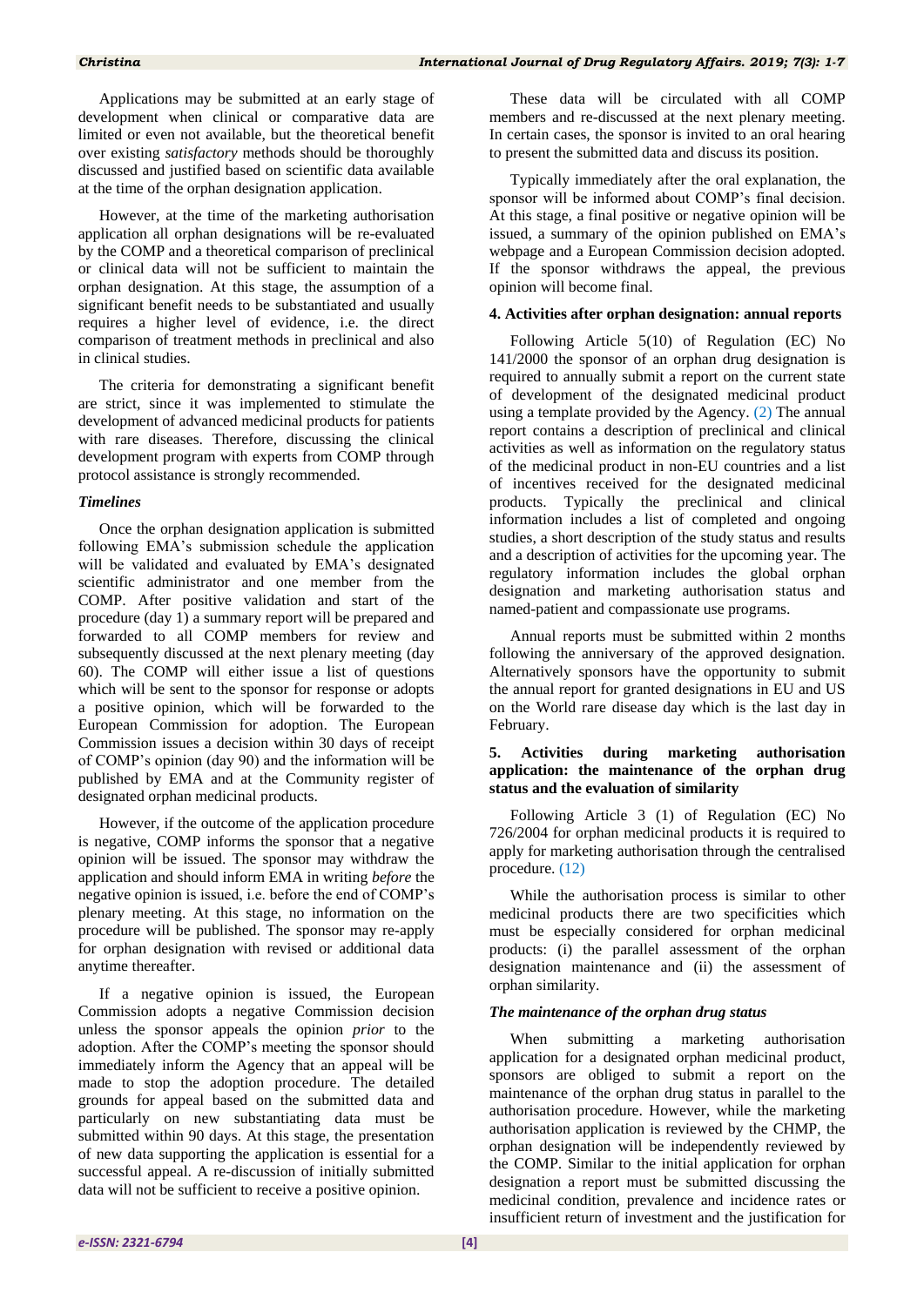Applications may be submitted at an early stage of development when clinical or comparative data are limited or even not available, but the theoretical benefit over existing *satisfactory* methods should be thoroughly discussed and justified based on scientific data available at the time of the orphan designation application.

However, at the time of the marketing authorisation application all orphan designations will be re-evaluated by the COMP and a theoretical comparison of preclinical or clinical data will not be sufficient to maintain the orphan designation. At this stage, the assumption of a significant benefit needs to be substantiated and usually requires a higher level of evidence, i.e. the direct comparison of treatment methods in preclinical and also in clinical studies.

The criteria for demonstrating a significant benefit are strict, since it was implemented to stimulate the development of advanced medicinal products for patients with rare diseases. Therefore, discussing the clinical development program with experts from COMP through protocol assistance is strongly recommended.

### *Timelines*

Once the orphan designation application is submitted following EMA's submission schedule the application will be validated and evaluated by EMA's designated scientific administrator and one member from the COMP. After positive validation and start of the procedure (day 1) a summary report will be prepared and forwarded to all COMP members for review and subsequently discussed at the next plenary meeting (day 60). The COMP will either issue a list of questions which will be sent to the sponsor for response or adopts a positive opinion, which will be forwarded to the European Commission for adoption. The European Commission issues a decision within 30 days of receipt of COMP's opinion (day 90) and the information will be published by EMA and at the Community register of designated orphan medicinal products.

However, if the outcome of the application procedure is negative, COMP informs the sponsor that a negative opinion will be issued. The sponsor may withdraw the application and should inform EMA in writing *before* the negative opinion is issued, i.e. before the end of COMP's plenary meeting. At this stage, no information on the procedure will be published. The sponsor may re-apply for orphan designation with revised or additional data anytime thereafter.

If a negative opinion is issued, the European Commission adopts a negative Commission decision unless the sponsor appeals the opinion *prior* to the adoption. After the COMP's meeting the sponsor should immediately inform the Agency that an appeal will be made to stop the adoption procedure. The detailed grounds for appeal based on the submitted data and particularly on new substantiating data must be submitted within 90 days. At this stage, the presentation of new data supporting the application is essential for a successful appeal. A re-discussion of initially submitted data will not be sufficient to receive a positive opinion.

These data will be circulated with all COMP members and re-discussed at the next plenary meeting. In certain cases, the sponsor is invited to an oral hearing to present the submitted data and discuss its position.

Typically immediately after the oral explanation, the sponsor will be informed about COMP's final decision. At this stage, a final positive or negative opinion will be issued, a summary of the opinion published on EMA's webpage and a European Commission decision adopted. If the sponsor withdraws the appeal, the previous opinion will become final.

## 4. Activities after orphan designation: annual reports

Following Article 5(10) of Regulation (EC) No 141/2000 the sponsor of an orphan drug designation is required to annually submit a report on the current state of development of the designated medicinal product using a template provided by the Agency. (2) The annual report contains a description of preclinical and clinical activities as well as information on the regulatory status of the medicinal product in non-EU countries and a list of incentives received for the designated medicinal products. Typically the preclinical and clinical information includes a list of completed and ongoing studies, a short description of the study status and results and a description of activities for the upcoming year. The regulatory information includes the global orphan designation and marketing authorisation status and named-patient and compassionate use programs.

Annual reports must be submitted within 2 months following the anniversary of the approved designation. Alternatively sponsors have the opportunity to submit the annual report for granted designations in EU and US on the World rare disease day which is the last day in February.

## 5. Activities during marketing authorisation application: the maintenance of the orphan drug status and the evaluation of similarity

Following Article 3 (1) of Regulation (EC) No 726/2004 for orphan medicinal products it is required to apply for marketing authorisation through the centralised procedure. (12)

While the authorisation process is similar to other medicinal products there are two specificities which must be especially considered for orphan medicinal products: (i) the parallel assessment of the orphan designation maintenance and (ii) the assessment of orphan similarity.

### *The maintenance of the orphan drug status*

When submitting a marketing authorisation application for a designated orphan medicinal product, sponsors are obliged to submit a report on the maintenance of the orphan drug status in parallel to the authorisation procedure. However, while the marketing authorisation application is reviewed by the CHMP, the orphan designation will be independently reviewed by the COMP. Similar to the initial application for orphan designation a report must be submitted discussing the medicinal condition, prevalence and incidence rates or insufficient return of investment and the justification for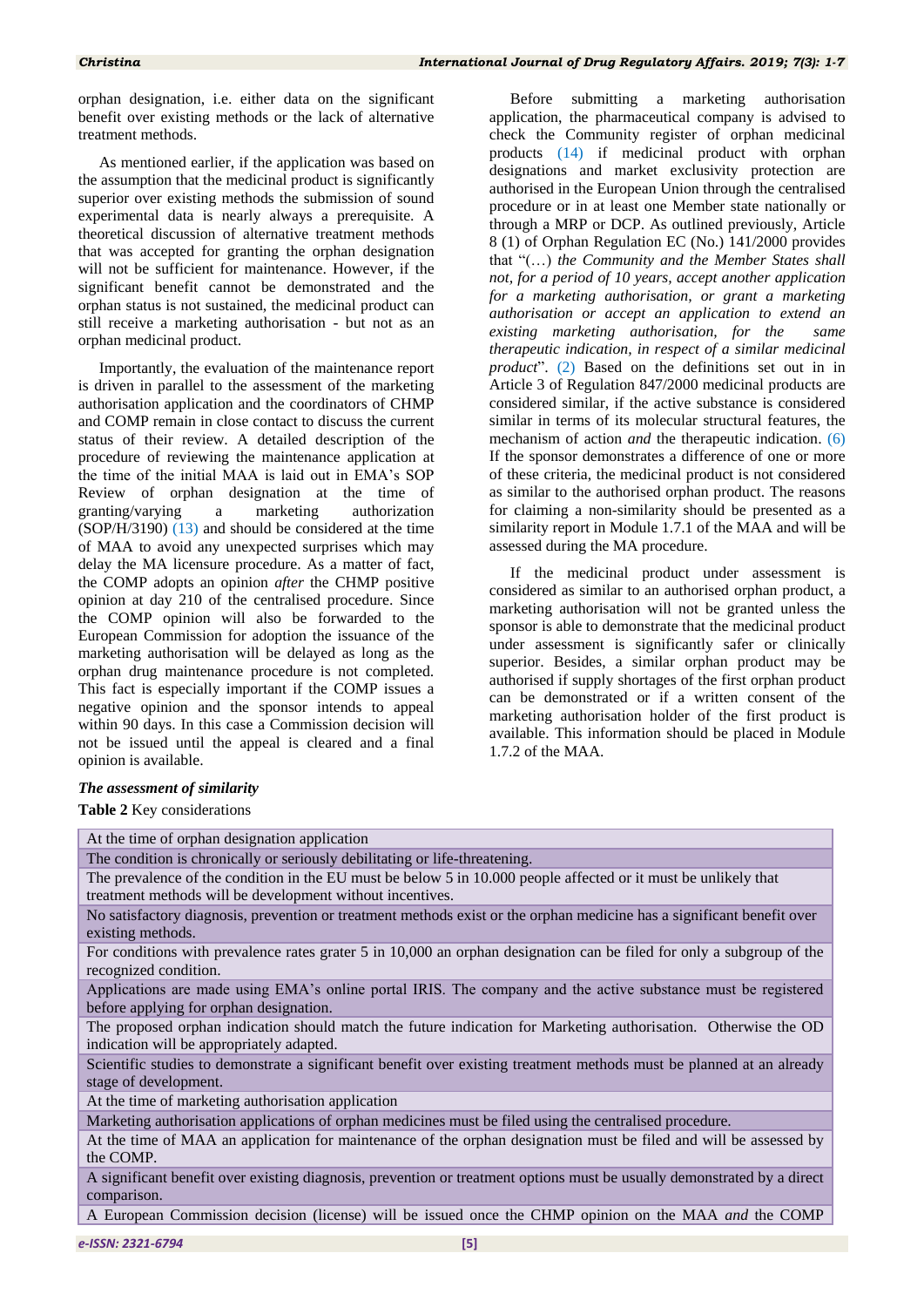orphan designation, i.e. either data on the significant benefit over existing methods or the lack of alternative treatment methods.

As mentioned earlier, if the application was based on the assumption that the medicinal product is significantly superior over existing methods the submission of sound experimental data is nearly always a prerequisite. A theoretical discussion of alternative treatment methods that was accepted for granting the orphan designation will not be sufficient for maintenance. However, if the significant benefit cannot be demonstrated and the orphan status is not sustained, the medicinal product can still receive a marketing authorisation - but not as an orphan medicinal product.

Importantly, the evaluation of the maintenance report is driven in parallel to the assessment of the marketing authorisation application and the coordinators of CHMP and COMP remain in close contact to discuss the current status of their review. A detailed description of the procedure of reviewing the maintenance application at the time of the initial MAA is laid out in EMA's SOP Review of orphan designation at the time of granting/varying a marketing authorization (SOP/H/3190) (13) and should be considered at the time of MAA to avoid any unexpected surprises which may delay the MA licensure procedure. As a matter of fact, the COMP adopts an opinion *after* the CHMP positive opinion at day 210 of the centralised procedure. Since the COMP opinion will also be forwarded to the European Commission for adoption the issuance of the marketing authorisation will be delayed as long as the orphan drug maintenance procedure is not completed. This fact is especially important if the COMP issues a negative opinion and the sponsor intends to appeal within 90 days. In this case a Commission decision will not be issued until the appeal is cleared and a final opinion is available.

### *The assessment of similarity*

Before submitting a marketing authorisation application, the pharmaceutical company is advised to check the Community register of orphan medicinal products (14) if medicinal product with orphan designations and market exclusivity protection are authorised in the European Union through the centralised procedure or in at least one Member state nationally or through a MRP or DCP. As outlined previously, Article 8 (1) of Orphan Regulation EC (No.) 141/2000 provides that "(…) *the Community and the Member States shall not, for a period of 10 years, accept another application for a marketing authorisation, or grant a marketing authorisation or accept an application to extend an existing marketing authorisation, for the same therapeutic indication, in respect of a similar medicinal product*". (2) Based on the definitions set out in in Article 3 of Regulation 847/2000 medicinal products are considered similar, if the active substance is considered similar in terms of its molecular structural features, the mechanism of action *and* the therapeutic indication. (6) If the sponsor demonstrates a difference of one or more of these criteria, the medicinal product is not considered as similar to the authorised orphan product. The reasons for claiming a non-similarity should be presented as a similarity report in Module 1.7.1 of the MAA and will be assessed during the MA procedure.

If the medicinal product under assessment is considered as similar to an authorised orphan product, a marketing authorisation will not be granted unless the sponsor is able to demonstrate that the medicinal product under assessment is significantly safer or clinically superior. Besides, a similar orphan product may be authorised if supply shortages of the first orphan product can be demonstrated or if a written consent of the marketing authorisation holder of the first product is available. This information should be placed in Module 1.7.2 of the MAA.

**Table 2** Key considerations

| At the time of orphan designation application |
|---|
| The condition is chronically or seriously debilitating or life-threatening. |
| The prevalence of the condition in the EU must be below 5 in 10.000 people affected or it must be unlikely that treatment methods will be development without incentives. |
| No satisfactory diagnosis, prevention or treatment methods exist or the orphan medicine has a significant benefit over existing methods. |
| For conditions with prevalence rates grater 5 in 10,000 an orphan designation can be filed for only a subgroup of the recognized condition. |
| Applications are made using EMA's online portal IRIS. The company and the active substance must be registered before applying for orphan designation. |
| The proposed orphan indication should match the future indication for Marketing authorisation. Otherwise the OD indication will be appropriately adapted. |
| Scientific studies to demonstrate a significant benefit over existing treatment methods must be planned at an already stage of development. |
| At the time of marketing authorisation application |
| Marketing authorisation applications of orphan medicines must be filed using the centralised procedure. |
| At the time of MAA an application for maintenance of the orphan designation must be filed and will be assessed by the COMP. |
| A significant benefit over existing diagnosis, prevention or treatment options must be usually demonstrated by a direct comparison. |
| A European Commission decision (license) will be issued once the CHMP opinion on the MAA *and* the COMP |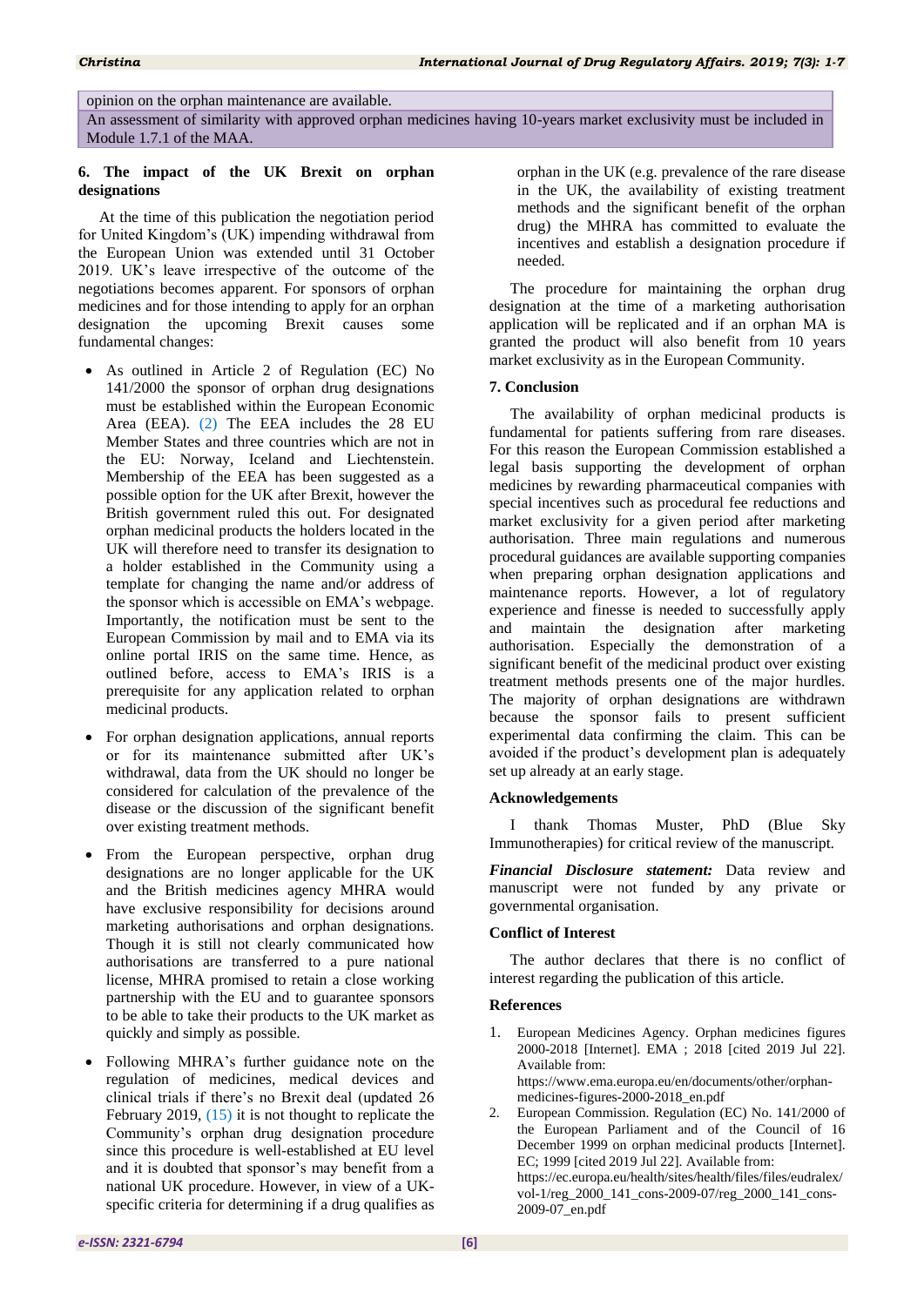| opinion on the orphan maintenance are available. |
| --- |
| An assessment of similarity with approved orphan medicines having 10-years market exclusivity must be included in Module 1.7.1 of the MAA. |

## 6. The impact of the UK Brexit on orphan designations

At the time of this publication the negotiation period for United Kingdom's (UK) impending withdrawal from the European Union was extended until 31 October 2019. UK's leave irrespective of the outcome of the negotiations becomes apparent. For sponsors of orphan medicines and for those intending to apply for an orphan designation the upcoming Brexit causes some fundamental changes:

- As outlined in Article 2 of Regulation (EC) No 141/2000 the sponsor of orphan drug designations must be established within the European Economic Area (EEA). (2) The EEA includes the 28 EU Member States and three countries which are not in the EU: Norway, Iceland and Liechtenstein. Membership of the EEA has been suggested as a possible option for the UK after Brexit, however the British government ruled this out. For designated orphan medicinal products the holders located in the UK will therefore need to transfer its designation to a holder established in the Community using a template for changing the name and/or address of the sponsor which is accessible on EMA's webpage. Importantly, the notification must be sent to the European Commission by mail and to EMA via its online portal IRIS on the same time. Hence, as outlined before, access to EMA's IRIS is a prerequisite for any application related to orphan medicinal products.
- For orphan designation applications, annual reports or for its maintenance submitted after UK's withdrawal, data from the UK should no longer be considered for calculation of the prevalence of the disease or the discussion of the significant benefit over existing treatment methods.
- From the European perspective, orphan drug designations are no longer applicable for the UK and the British medicines agency MHRA would have exclusive responsibility for decisions around marketing authorisations and orphan designations. Though it is still not clearly communicated how authorisations are transferred to a pure national license, MHRA promised to retain a close working partnership with the EU and to guarantee sponsors to be able to take their products to the UK market as quickly and simply as possible.
- Following MHRA's further guidance note on the regulation of medicines, medical devices and clinical trials if there's no Brexit deal (updated 26 February 2019, (15) it is not thought to replicate the Community's orphan drug designation procedure since this procedure is well-established at EU level and it is doubted that sponsor's may benefit from a national UK procedure. However, in view of a UK-specific criteria for determining if a drug qualifies as orphan in the UK (e.g. prevalence of the rare disease in the UK, the availability of existing treatment methods and the significant benefit of the orphan drug) the MHRA has committed to evaluate the incentives and establish a designation procedure if needed.

The procedure for maintaining the orphan drug designation at the time of a marketing authorisation application will be replicated and if an orphan MA is granted the product will also benefit from 10 years market exclusivity as in the European Community.

## 7. Conclusion

The availability of orphan medicinal products is fundamental for patients suffering from rare diseases. For this reason the European Commission established a legal basis supporting the development of orphan medicines by rewarding pharmaceutical companies with special incentives such as procedural fee reductions and market exclusivity for a given period after marketing authorisation. Three main regulations and numerous procedural guidances are available supporting companies when preparing orphan designation applications and maintenance reports. However, a lot of regulatory experience and finesse is needed to successfully apply and maintain the designation after marketing authorisation. Especially the demonstration of a significant benefit of the medicinal product over existing treatment methods presents one of the major hurdles. The majority of orphan designations are withdrawn because the sponsor fails to present sufficient experimental data confirming the claim. This can be avoided if the product's development plan is adequately set up already at an early stage.

## Acknowledgements

I thank Thomas Muster, PhD (Blue Sky Immunotherapies) for critical review of the manuscript.

***Financial Disclosure statement:*** Data review and manuscript were not funded by any private or governmental organisation.

## Conflict of Interest

The author declares that there is no conflict of interest regarding the publication of this article.

## References

1. European Medicines Agency. Orphan medicines figures 2000-2018 [Internet]. EMA ; 2018 [cited 2019 Jul 22]. Available from: https://www.ema.europa.eu/en/documents/other/orphan-medicines-figures-2000-2018_en.pdf
2. European Commission. Regulation (EC) No. 141/2000 of the European Parliament and of the Council of 16 December 1999 on orphan medicinal products [Internet]. EC; 1999 [cited 2019 Jul 22]. Available from: https://ec.europa.eu/health/sites/health/files/files/eudralex/vol-1/reg_2000_141_cons-2009-07/reg_2000_141_cons-2009-07_en.pdf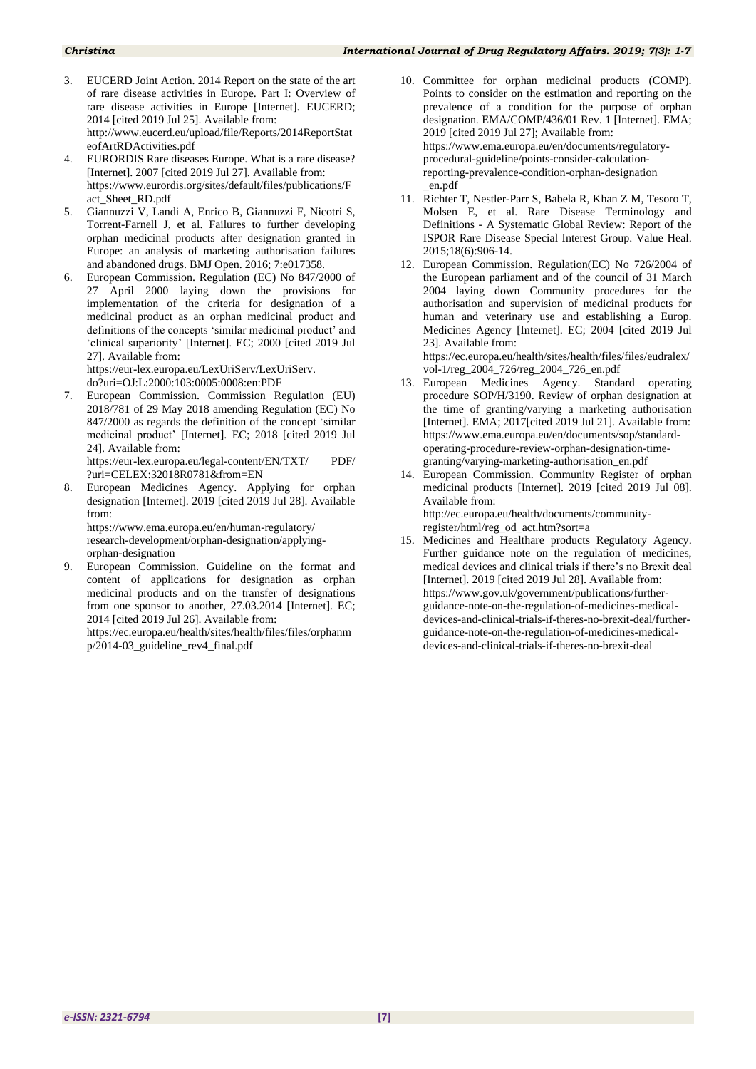3. EUCERD Joint Action. 2014 Report on the state of the art of rare disease activities in Europe. Part I: Overview of rare disease activities in Europe [Internet]. EUCERD; 2014 [cited 2019 Jul 25]. Available from: http://www.eucerd.eu/upload/file/Reports/2014ReportStateofArtRDActivities.pdf
4. EURORDIS Rare diseases Europe. What is a rare disease? [Internet]. 2007 [cited 2019 Jul 27]. Available from: https://www.eurordis.org/sites/default/files/publications/Fact_Sheet_RD.pdf
5. Giannuzzi V, Landi A, Enrico B, Giannuzzi F, Nicotri S, Torrent-Farnell J, et al. Failures to further developing orphan medicinal products after designation granted in Europe: an analysis of marketing authorisation failures and abandoned drugs. BMJ Open. 2016; 7:e017358.
6. European Commission. Regulation (EC) No 847/2000 of 27 April 2000 laying down the provisions for implementation of the criteria for designation of a medicinal product as an orphan medicinal product and definitions of the concepts 'similar medicinal product' and 'clinical superiority' [Internet]. EC; 2000 [cited 2019 Jul 27]. Available from: https://eur-lex.europa.eu/LexUriServ/LexUriServ.do?uri=OJ:L:2000:103:0005:0008:en:PDF
7. European Commission. Commission Regulation (EU) 2018/781 of 29 May 2018 amending Regulation (EC) No 847/2000 as regards the definition of the concept 'similar medicinal product' [Internet]. EC; 2018 [cited 2019 Jul 24]. Available from: https://eur-lex.europa.eu/legal-content/EN/TXT/ PDF/ ?uri=CELEX:32018R0781&from=EN
8. European Medicines Agency. Applying for orphan designation [Internet]. 2019 [cited 2019 Jul 28]. Available from: https://www.ema.europa.eu/en/human-regulatory/ research-development/orphan-designation/applying-orphan-designation
9. European Commission. Guideline on the format and content of applications for designation as orphan medicinal products and on the transfer of designations from one sponsor to another, 27.03.2014 [Internet]. EC; 2014 [cited 2019 Jul 26]. Available from: https://ec.europa.eu/health/sites/health/files/files/orphanmp/2014-03_guideline_rev4_final.pdf
10. Committee for orphan medicinal products (COMP). Points to consider on the estimation and reporting on the prevalence of a condition for the purpose of orphan designation. EMA/COMP/436/01 Rev. 1 [Internet]. EMA; 2019 [cited 2019 Jul 27]; Available from: https://www.ema.europa.eu/en/documents/regulatory-procedural-guideline/points-consider-calculation-reporting-prevalence-condition-orphan-designation_en.pdf
11. Richter T, Nestler-Parr S, Babela R, Khan Z M, Tesoro T, Molsen E, et al. Rare Disease Terminology and Definitions - A Systematic Global Review: Report of the ISPOR Rare Disease Special Interest Group. Value Heal. 2015;18(6):906-14.
12. European Commission. Regulation(EC) No 726/2004 of the European parliament and of the council of 31 March 2004 laying down Community procedures for the authorisation and supervision of medicinal products for human and veterinary use and establishing a Europ. Medicines Agency [Internet]. EC; 2004 [cited 2019 Jul 23]. Available from: https://ec.europa.eu/health/sites/health/files/files/eudralex/vol-1/reg_2004_726/reg_2004_726_en.pdf
13. European Medicines Agency. Standard operating procedure SOP/H/3190. Review of orphan designation at the time of granting/varying a marketing authorisation [Internet]. EMA; 2017[cited 2019 Jul 21]. Available from: https://www.ema.europa.eu/en/documents/sop/standard-operating-procedure-review-orphan-designation-time-granting/varying-marketing-authorisation_en.pdf
14. European Commission. Community Register of orphan medicinal products [Internet]. 2019 [cited 2019 Jul 08]. Available from: http://ec.europa.eu/health/documents/community-register/html/reg_od_act.htm?sort=a
15. Medicines and Healthare products Regulatory Agency. Further guidance note on the regulation of medicines, medical devices and clinical trials if there's no Brexit deal [Internet]. 2019 [cited 2019 Jul 28]. Available from: https://www.gov.uk/government/publications/further-guidance-note-on-the-regulation-of-medicines-medical-devices-and-clinical-trials-if-theres-no-brexit-deal/further-guidance-note-on-the-regulation-of-medicines-medical-devices-and-clinical-trials-if-theres-no-brexit-deal